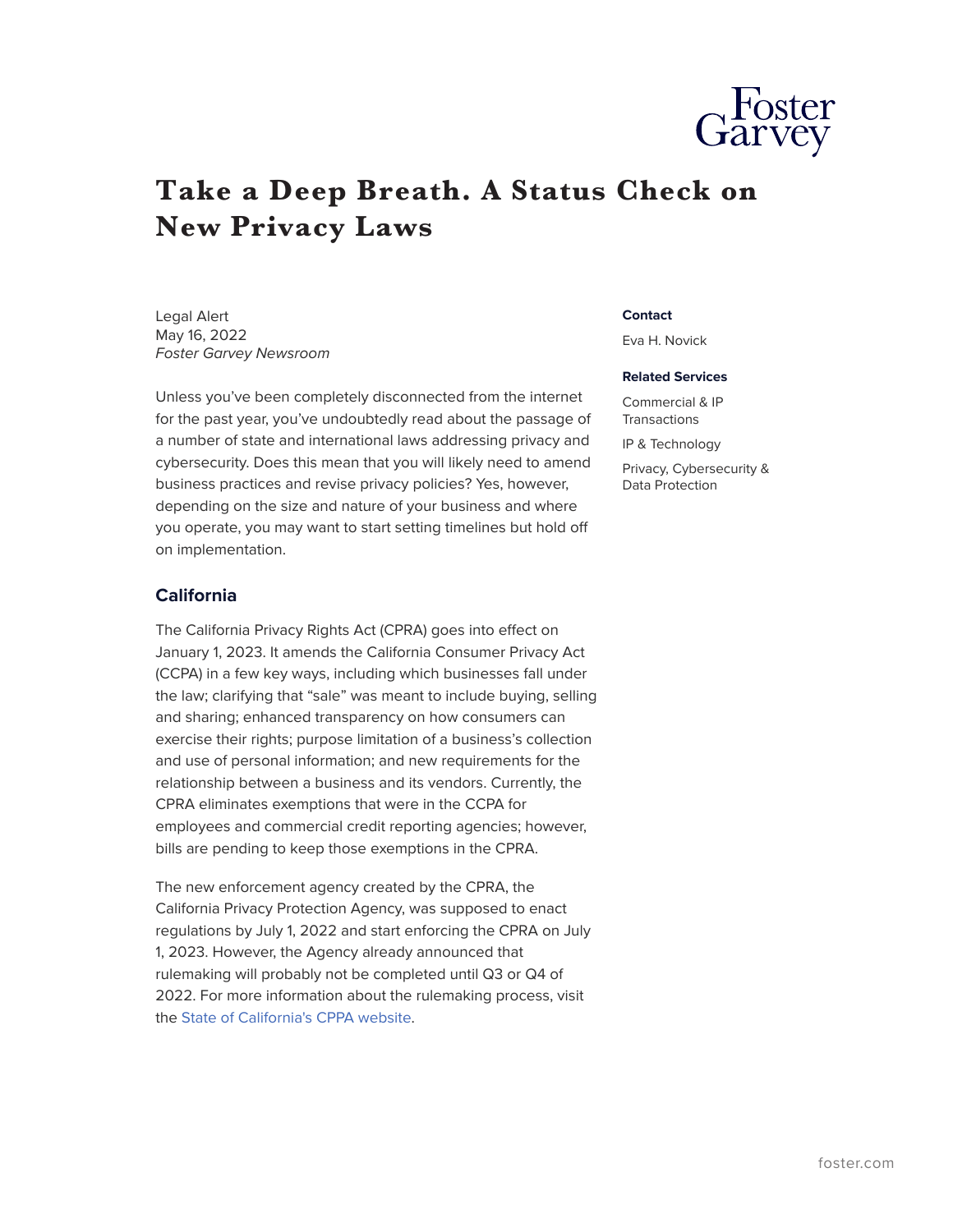# Take a Deep Breath. A Status Check on New Privacy Laws

Legal Alert
May 16, 2022
*Foster Garvey Newsroom*

**Contact**

Eva H. Novick

**Related Services**

Commercial & IP Transactions

IP & Technology

Privacy, Cybersecurity & Data Protection

Unless you've been completely disconnected from the internet for the past year, you've undoubtedly read about the passage of a number of state and international laws addressing privacy and cybersecurity. Does this mean that you will likely need to amend business practices and revise privacy policies? Yes, however, depending on the size and nature of your business and where you operate, you may want to start setting timelines but hold off on implementation.

## California

The California Privacy Rights Act (CPRA) goes into effect on January 1, 2023. It amends the California Consumer Privacy Act (CCPA) in a few key ways, including which businesses fall under the law; clarifying that "sale" was meant to include buying, selling and sharing; enhanced transparency on how consumers can exercise their rights; purpose limitation of a business's collection and use of personal information; and new requirements for the relationship between a business and its vendors. Currently, the CPRA eliminates exemptions that were in the CCPA for employees and commercial credit reporting agencies; however, bills are pending to keep those exemptions in the CPRA.

The new enforcement agency created by the CPRA, the California Privacy Protection Agency, was supposed to enact regulations by July 1, 2022 and start enforcing the CPRA on July 1, 2023. However, the Agency already announced that rulemaking will probably not be completed until Q3 or Q4 of 2022. For more information about the rulemaking process, visit the State of California's CPPA website.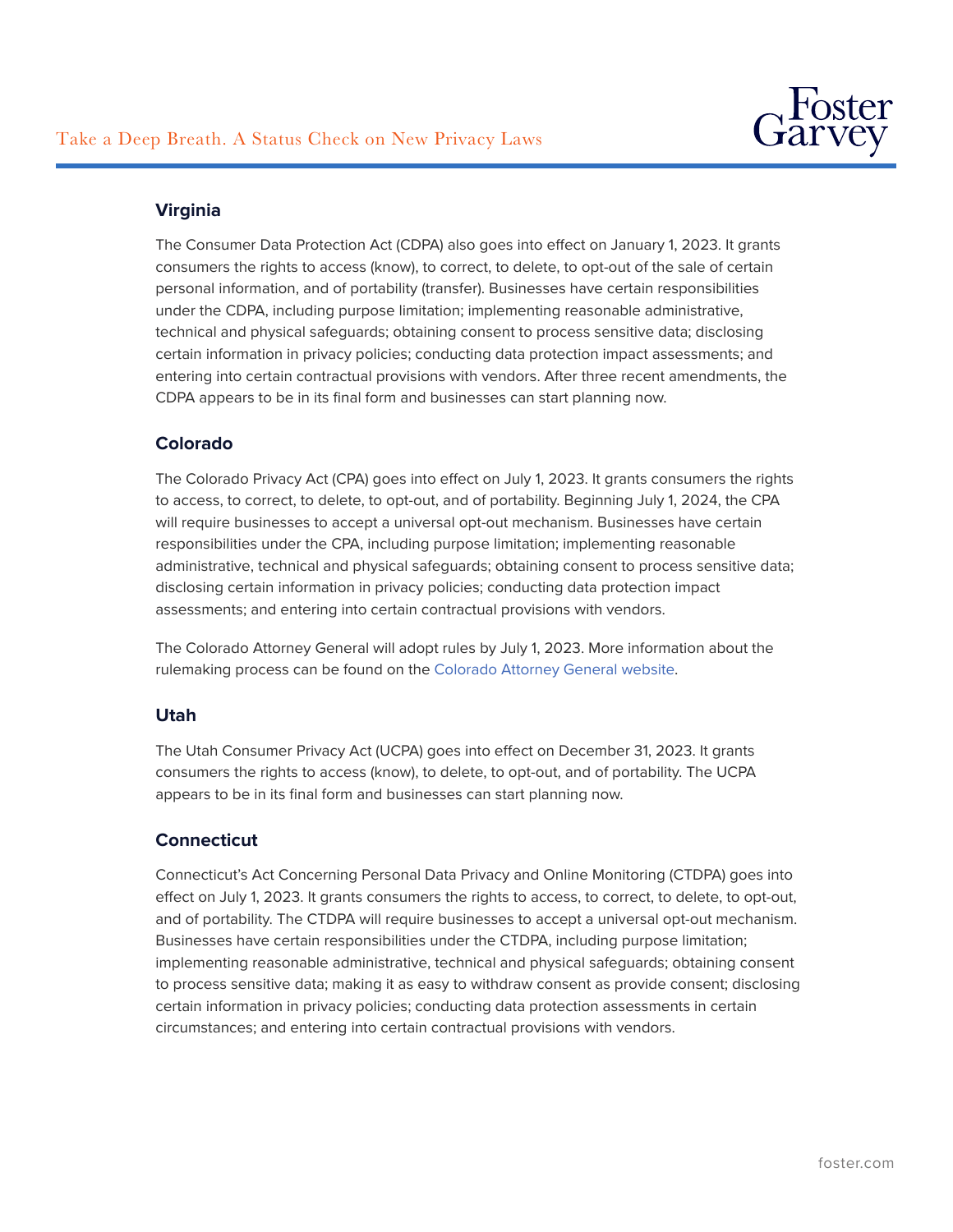## Virginia

The Consumer Data Protection Act (CDPA) also goes into effect on January 1, 2023. It grants consumers the rights to access (know), to correct, to delete, to opt-out of the sale of certain personal information, and of portability (transfer). Businesses have certain responsibilities under the CDPA, including purpose limitation; implementing reasonable administrative, technical and physical safeguards; obtaining consent to process sensitive data; disclosing certain information in privacy policies; conducting data protection impact assessments; and entering into certain contractual provisions with vendors. After three recent amendments, the CDPA appears to be in its final form and businesses can start planning now.

## Colorado

The Colorado Privacy Act (CPA) goes into effect on July 1, 2023. It grants consumers the rights to access, to correct, to delete, to opt-out, and of portability. Beginning July 1, 2024, the CPA will require businesses to accept a universal opt-out mechanism. Businesses have certain responsibilities under the CPA, including purpose limitation; implementing reasonable administrative, technical and physical safeguards; obtaining consent to process sensitive data; disclosing certain information in privacy policies; conducting data protection impact assessments; and entering into certain contractual provisions with vendors.

The Colorado Attorney General will adopt rules by July 1, 2023. More information about the rulemaking process can be found on the Colorado Attorney General website.

## Utah

The Utah Consumer Privacy Act (UCPA) goes into effect on December 31, 2023. It grants consumers the rights to access (know), to delete, to opt-out, and of portability. The UCPA appears to be in its final form and businesses can start planning now.

## Connecticut

Connecticut's Act Concerning Personal Data Privacy and Online Monitoring (CTDPA) goes into effect on July 1, 2023. It grants consumers the rights to access, to correct, to delete, to opt-out, and of portability. The CTDPA will require businesses to accept a universal opt-out mechanism. Businesses have certain responsibilities under the CTDPA, including purpose limitation; implementing reasonable administrative, technical and physical safeguards; obtaining consent to process sensitive data; making it as easy to withdraw consent as provide consent; disclosing certain information in privacy policies; conducting data protection assessments in certain circumstances; and entering into certain contractual provisions with vendors.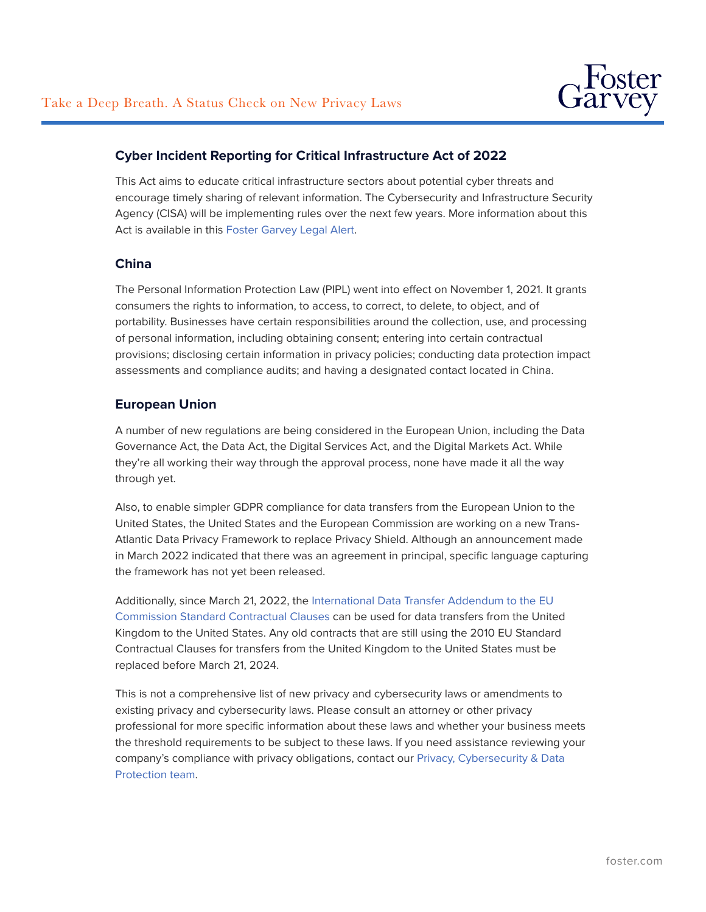## Cyber Incident Reporting for Critical Infrastructure Act of 2022

This Act aims to educate critical infrastructure sectors about potential cyber threats and encourage timely sharing of relevant information. The Cybersecurity and Infrastructure Security Agency (CISA) will be implementing rules over the next few years. More information about this Act is available in this Foster Garvey Legal Alert.

## China

The Personal Information Protection Law (PIPL) went into effect on November 1, 2021. It grants consumers the rights to information, to access, to correct, to delete, to object, and of portability. Businesses have certain responsibilities around the collection, use, and processing of personal information, including obtaining consent; entering into certain contractual provisions; disclosing certain information in privacy policies; conducting data protection impact assessments and compliance audits; and having a designated contact located in China.

## European Union

A number of new regulations are being considered in the European Union, including the Data Governance Act, the Data Act, the Digital Services Act, and the Digital Markets Act. While they're all working their way through the approval process, none have made it all the way through yet.

Also, to enable simpler GDPR compliance for data transfers from the European Union to the United States, the United States and the European Commission are working on a new Trans-Atlantic Data Privacy Framework to replace Privacy Shield. Although an announcement made in March 2022 indicated that there was an agreement in principal, specific language capturing the framework has not yet been released.

Additionally, since March 21, 2022, the International Data Transfer Addendum to the EU Commission Standard Contractual Clauses can be used for data transfers from the United Kingdom to the United States. Any old contracts that are still using the 2010 EU Standard Contractual Clauses for transfers from the United Kingdom to the United States must be replaced before March 21, 2024.

This is not a comprehensive list of new privacy and cybersecurity laws or amendments to existing privacy and cybersecurity laws. Please consult an attorney or other privacy professional for more specific information about these laws and whether your business meets the threshold requirements to be subject to these laws. If you need assistance reviewing your company's compliance with privacy obligations, contact our Privacy, Cybersecurity & Data Protection team.